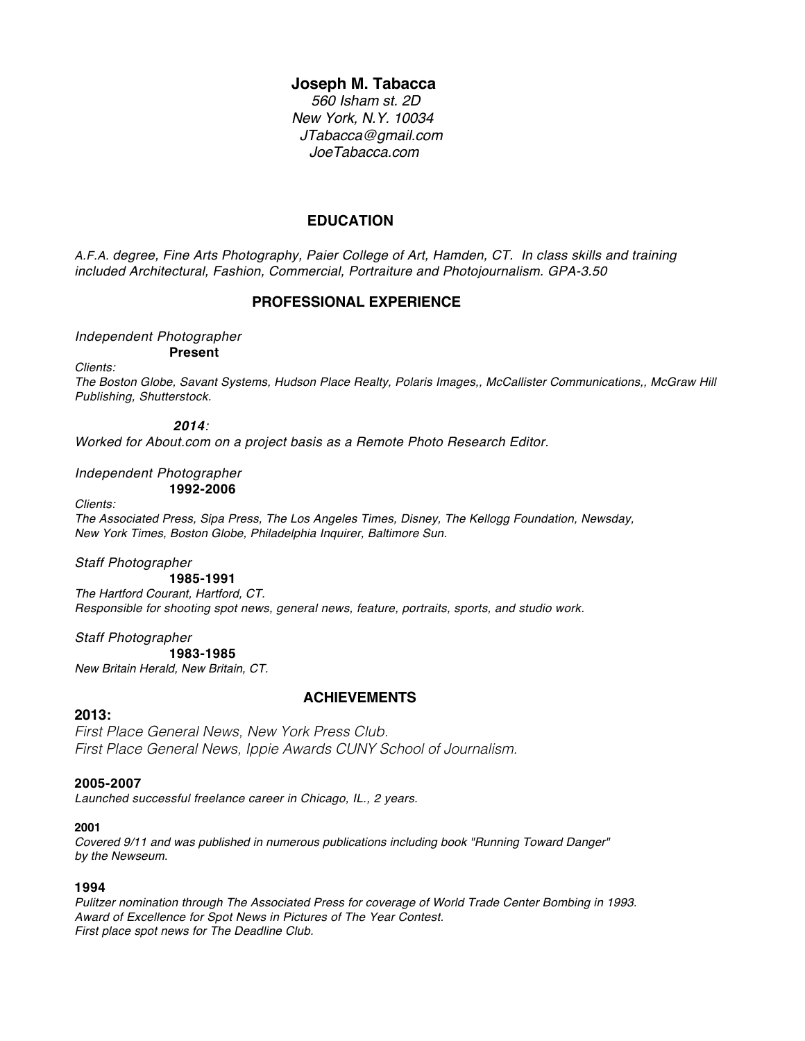# Joseph M. Tabacca

*560 Isham st. 2D*
*New York, N.Y. 10034*
*JTabacca@gmail.com*
*JoeTabacca.com*

## EDUCATION

*A.F.A. degree, Fine Arts Photography, Paier College of Art, Hamden, CT. In class skills and training included Architectural, Fashion, Commercial, Portraiture and Photojournalism. GPA-3.50*

## PROFESSIONAL EXPERIENCE

*Independent Photographer*
**Present**

*Clients:*
*The Boston Globe, Savant Systems, Hudson Place Realty, Polaris Images,, McCallister Communications,, McGraw Hill Publishing, Shutterstock.*

***2014***:
*Worked for About.com on a project basis as a Remote Photo Research Editor.*

*Independent Photographer*
**1992-2006**

*Clients:*
*The Associated Press, Sipa Press, The Los Angeles Times, Disney, The Kellogg Foundation, Newsday, New York Times, Boston Globe, Philadelphia Inquirer, Baltimore Sun.*

*Staff Photographer*
**1985-1991**
*The Hartford Courant, Hartford, CT.*
*Responsible for shooting spot news, general news, feature, portraits, sports, and studio work.*

*Staff Photographer*
**1983-1985**
*New Britain Herald, New Britain, CT.*

## ACHIEVEMENTS

**2013:**
*First Place General News, New York Press Club.*
*First Place General News, Ippie Awards CUNY School of Journalism.*

**2005-2007**
*Launched successful freelance career in Chicago, IL., 2 years.*

**2001**
*Covered 9/11 and was published in numerous publications including book "Running Toward Danger" by the Newseum.*

**1994**
*Pulitzer nomination through The Associated Press for coverage of World Trade Center Bombing in 1993.*
*Award of Excellence for Spot News in Pictures of The Year Contest.*
*First place spot news for The Deadline Club.*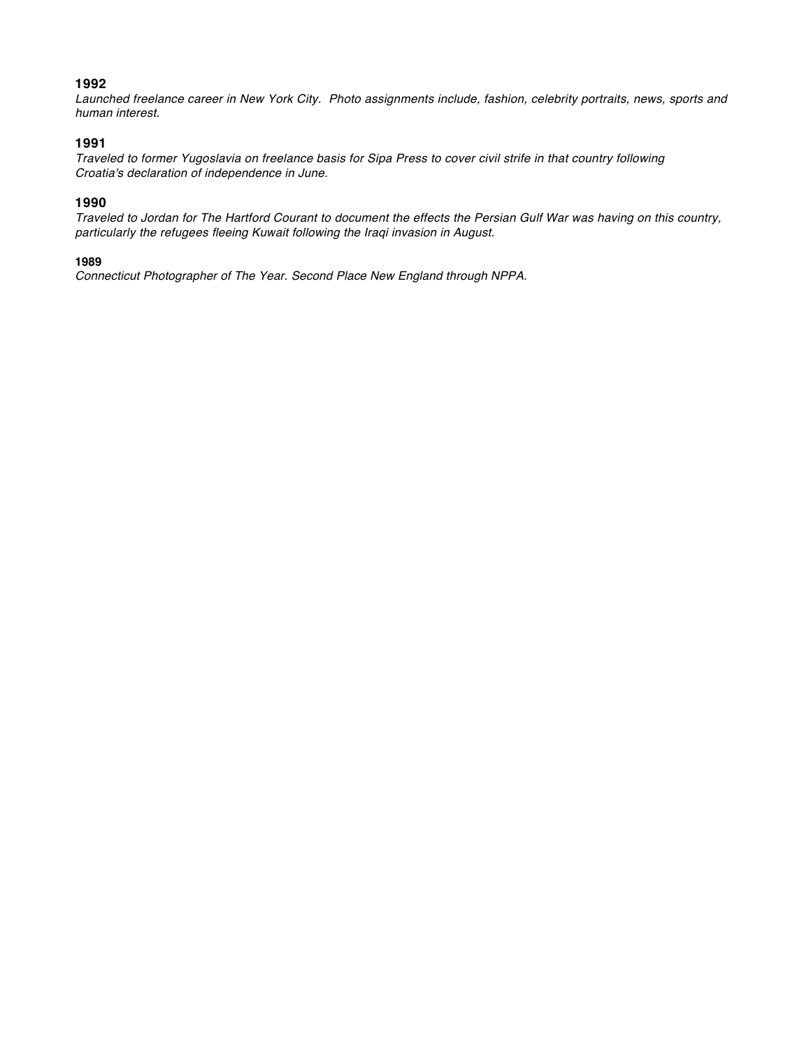**1992**

*Launched freelance career in New York City. Photo assignments include, fashion, celebrity portraits, news, sports and human interest.*

**1991**

*Traveled to former Yugoslavia on freelance basis for Sipa Press to cover civil strife in that country following Croatia's declaration of independence in June.*

**1990**

*Traveled to Jordan for The Hartford Courant to document the effects the Persian Gulf War was having on this country, particularly the refugees fleeing Kuwait following the Iraqi invasion in August.*

**1989**

*Connecticut Photographer of The Year. Second Place New England through NPPA.*